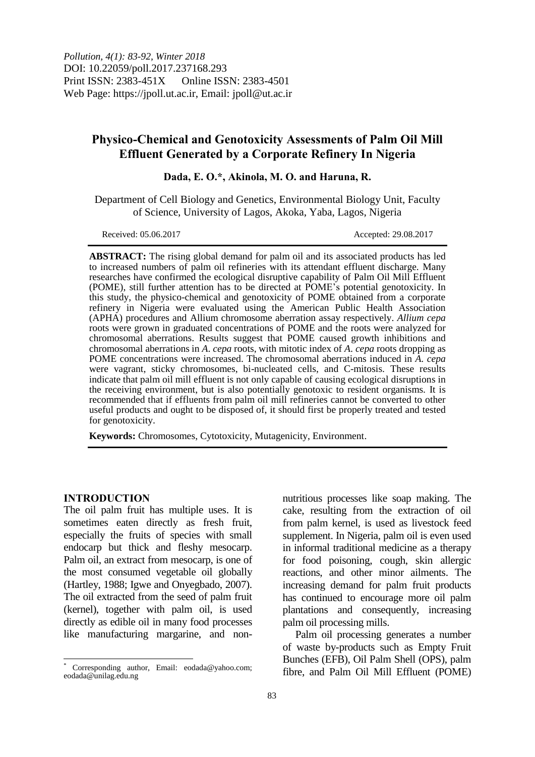*Pollution, 4(1): 83-92, Winter 2018*
DOI: 10.22059/poll.2017.237168.293
Print ISSN: 2383-451X Online ISSN: 2383-4501
Web Page: https://jpoll.ut.ac.ir, Email: jpoll@ut.ac.ir

# Physico-Chemical and Genotoxicity Assessments of Palm Oil Mill Effluent Generated by a Corporate Refinery In Nigeria

**Dada, E. O.*, Akinola, M. O. and Haruna, R.**

Department of Cell Biology and Genetics, Environmental Biology Unit, Faculty of Science, University of Lagos, Akoka, Yaba, Lagos, Nigeria

Received: 05.06.2017 Accepted: 29.08.2017

**ABSTRACT:** The rising global demand for palm oil and its associated products has led to increased numbers of palm oil refineries with its attendant effluent discharge. Many researches have confirmed the ecological disruptive capability of Palm Oil Mill Effluent (POME), still further attention has to be directed at POME's potential genotoxicity. In this study, the physico-chemical and genotoxicity of POME obtained from a corporate refinery in Nigeria were evaluated using the American Public Health Association (APHA) procedures and Allium chromosome aberration assay respectively. *Allium cepa* roots were grown in graduated concentrations of POME and the roots were analyzed for chromosomal aberrations. Results suggest that POME caused growth inhibitions and chromosomal aberrations in *A. cepa* roots, with mitotic index of *A. cepa* roots dropping as POME concentrations were increased. The chromosomal aberrations induced in *A. cepa* were vagrant, sticky chromosomes, bi-nucleated cells, and C-mitosis. These results indicate that palm oil mill effluent is not only capable of causing ecological disruptions in the receiving environment, but is also potentially genotoxic to resident organisms. It is recommended that if effluents from palm oil mill refineries cannot be converted to other useful products and ought to be disposed of, it should first be properly treated and tested for genotoxicity.

**Keywords:** Chromosomes, Cytotoxicity, Mutagenicity, Environment.

## INTRODUCTION

The oil palm fruit has multiple uses. It is sometimes eaten directly as fresh fruit, especially the fruits of species with small endocarp but thick and fleshy mesocarp. Palm oil, an extract from mesocarp, is one of the most consumed vegetable oil globally (Hartley, 1988; Igwe and Onyegbado, 2007). The oil extracted from the seed of palm fruit (kernel), together with palm oil, is used directly as edible oil in many food processes like manufacturing margarine, and non-nutritious processes like soap making. The cake, resulting from the extraction of oil from palm kernel, is used as livestock feed supplement. In Nigeria, palm oil is even used in informal traditional medicine as a therapy for food poisoning, cough, skin allergic reactions, and other minor ailments. The increasing demand for palm fruit products has continued to encourage more oil palm plantations and consequently, increasing palm oil processing mills.

Palm oil processing generates a number of waste by-products such as Empty Fruit Bunches (EFB), Oil Palm Shell (OPS), palm fibre, and Palm Oil Mill Effluent (POME)

* Corresponding author, Email: eodada@yahoo.com; eodada@unilag.edu.ng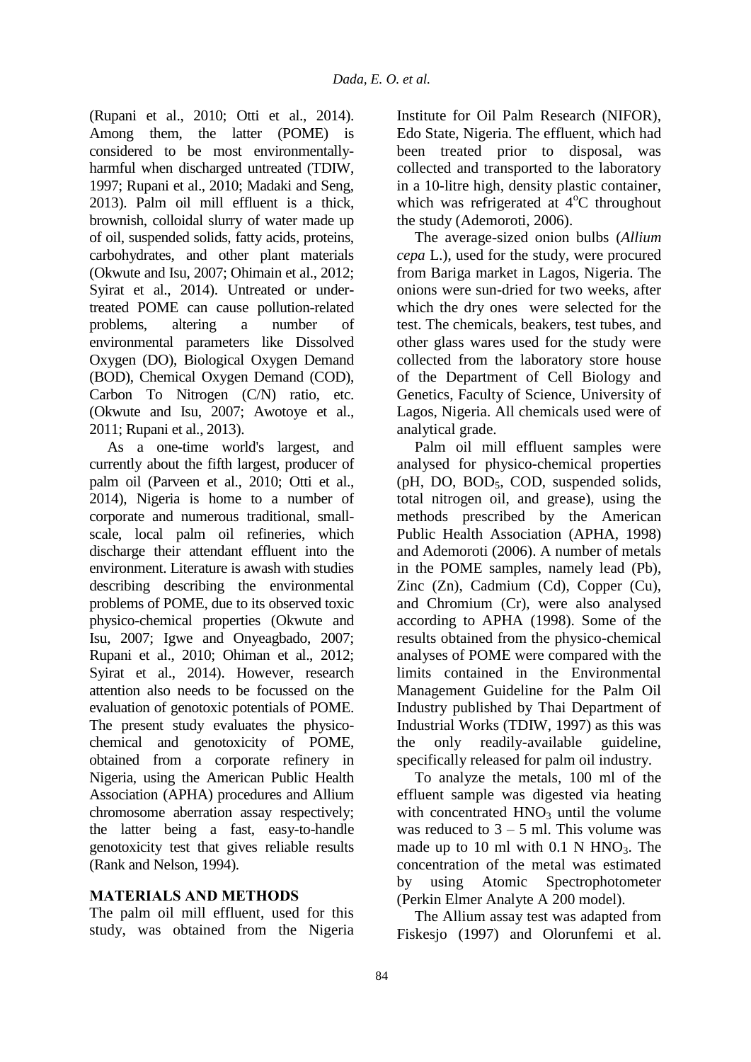(Rupani et al., 2010; Otti et al., 2014). Among them, the latter (POME) is considered to be most environmentally-harmful when discharged untreated (TDIW, 1997; Rupani et al., 2010; Madaki and Seng, 2013). Palm oil mill effluent is a thick, brownish, colloidal slurry of water made up of oil, suspended solids, fatty acids, proteins, carbohydrates, and other plant materials (Okwute and Isu, 2007; Ohimain et al., 2012; Syirat et al., 2014). Untreated or under-treated POME can cause pollution-related problems, altering a number of environmental parameters like Dissolved Oxygen (DO), Biological Oxygen Demand (BOD), Chemical Oxygen Demand (COD), Carbon To Nitrogen (C/N) ratio, etc. (Okwute and Isu, 2007; Awotoye et al., 2011; Rupani et al., 2013).

As a one-time world's largest, and currently about the fifth largest, producer of palm oil (Parveen et al., 2010; Otti et al., 2014), Nigeria is home to a number of corporate and numerous traditional, small-scale, local palm oil refineries, which discharge their attendant effluent into the environment. Literature is awash with studies describing describing the environmental problems of POME, due to its observed toxic physico-chemical properties (Okwute and Isu, 2007; Igwe and Onyeagbado, 2007; Rupani et al., 2010; Ohiman et al., 2012; Syirat et al., 2014). However, research attention also needs to be focussed on the evaluation of genotoxic potentials of POME. The present study evaluates the physico-chemical and genotoxicity of POME, obtained from a corporate refinery in Nigeria, using the American Public Health Association (APHA) procedures and Allium chromosome aberration assay respectively; the latter being a fast, easy-to-handle genotoxicity test that gives reliable results (Rank and Nelson, 1994).

## MATERIALS AND METHODS

The palm oil mill effluent, used for this study, was obtained from the Nigeria Institute for Oil Palm Research (NIFOR), Edo State, Nigeria. The effluent, which had been treated prior to disposal, was collected and transported to the laboratory in a 10-litre high, density plastic container, which was refrigerated at $4^{o}C$ throughout the study (Ademoroti, 2006).

The average-sized onion bulbs (*Allium cepa* L.), used for the study, were procured from Bariga market in Lagos, Nigeria. The onions were sun-dried for two weeks, after which the dry ones were selected for the test. The chemicals, beakers, test tubes, and other glass wares used for the study were collected from the laboratory store house of the Department of Cell Biology and Genetics, Faculty of Science, University of Lagos, Nigeria. All chemicals used were of analytical grade.

Palm oil mill effluent samples were analysed for physico-chemical properties (pH, DO, $BOD_5$, COD, suspended solids, total nitrogen oil, and grease), using the methods prescribed by the American Public Health Association (APHA, 1998) and Ademoroti (2006). A number of metals in the POME samples, namely lead (Pb), Zinc (Zn), Cadmium (Cd), Copper (Cu), and Chromium (Cr), were also analysed according to APHA (1998). Some of the results obtained from the physico-chemical analyses of POME were compared with the limits contained in the Environmental Management Guideline for the Palm Oil Industry published by Thai Department of Industrial Works (TDIW, 1997) as this was the only readily-available guideline, specifically released for palm oil industry.

To analyze the metals, 100 ml of the effluent sample was digested via heating with concentrated $HNO_3$ until the volume was reduced to 3 – 5 ml. This volume was made up to 10 ml with 0.1 N $HNO_3$. The concentration of the metal was estimated by using Atomic Spectrophotometer (Perkin Elmer Analyte A 200 model).

The Allium assay test was adapted from Fiskesjo (1997) and Olorunfemi et al.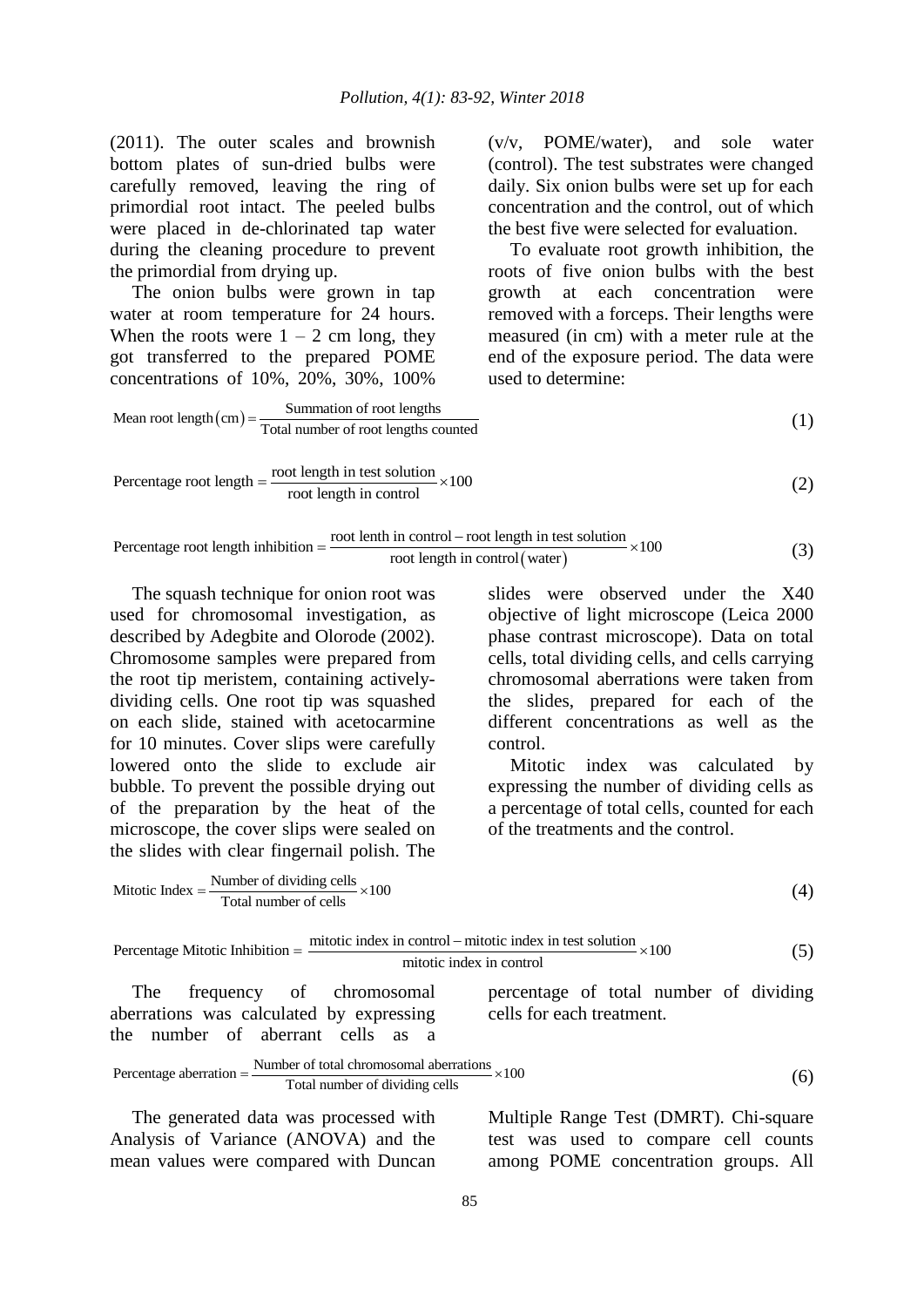(2011). The outer scales and brownish bottom plates of sun-dried bulbs were carefully removed, leaving the ring of primordial root intact. The peeled bulbs were placed in de-chlorinated tap water during the cleaning procedure to prevent the primordial from drying up.

The onion bulbs were grown in tap water at room temperature for 24 hours. When the roots were 1 – 2 cm long, they got transferred to the prepared POME concentrations of 10%, 20%, 30%, 100% (v/v, POME/water), and sole water (control). The test substrates were changed daily. Six onion bulbs were set up for each concentration and the control, out of which the best five were selected for evaluation.

To evaluate root growth inhibition, the roots of five onion bulbs with the best growth at each concentration were removed with a forceps. Their lengths were measured (in cm) with a meter rule at the end of the exposure period. The data were used to determine:

$$\text{Mean root length}(\text{cm}) = \frac{\text{Summation of root lengths}}{\text{Total number of root lengths counted}} \tag{1}$$

$$\text{Percentage root length} = \frac{\text{root length in test solution}}{\text{root length in control}} \times 100 \tag{2}$$

$$\text{Percentage root length inhibition} = \frac{\text{root lenth in control} - \text{root length in test solution}}{\text{root length in control}(\text{water})} \times 100 \tag{3}$$

The squash technique for onion root was used for chromosomal investigation, as described by Adegbite and Olorode (2002). Chromosome samples were prepared from the root tip meristem, containing actively-dividing cells. One root tip was squashed on each slide, stained with acetocarmine for 10 minutes. Cover slips were carefully lowered onto the slide to exclude air bubble. To prevent the possible drying out of the preparation by the heat of the microscope, the cover slips were sealed on the slides with clear fingernail polish. The slides were observed under the X40 objective of light microscope (Leica 2000 phase contrast microscope). Data on total cells, total dividing cells, and cells carrying chromosomal aberrations were taken from the slides, prepared for each of the different concentrations as well as the control.

Mitotic index was calculated by expressing the number of dividing cells as a percentage of total cells, counted for each of the treatments and the control.

$$\text{Mitotic Index} = \frac{\text{Number of dividing cells}}{\text{Total number of cells}} \times 100 \tag{4}$$

$$\text{Percentage Mitotic Inhibition} = \frac{\text{mitotic index in control} - \text{mitotic index in test solution}}{\text{mitotic index in control}} \times 100 \tag{5}$$

The frequency of chromosomal aberrations was calculated by expressing the number of aberrant cells as a percentage of total number of dividing cells for each treatment.

$$\text{Percentage aberration} = \frac{\text{Number of total chromosomal aberrations}}{\text{Total number of dividing cells}} \times 100 \tag{6}$$

The generated data was processed with Analysis of Variance (ANOVA) and the mean values were compared with Duncan Multiple Range Test (DMRT). Chi-square test was used to compare cell counts among POME concentration groups. All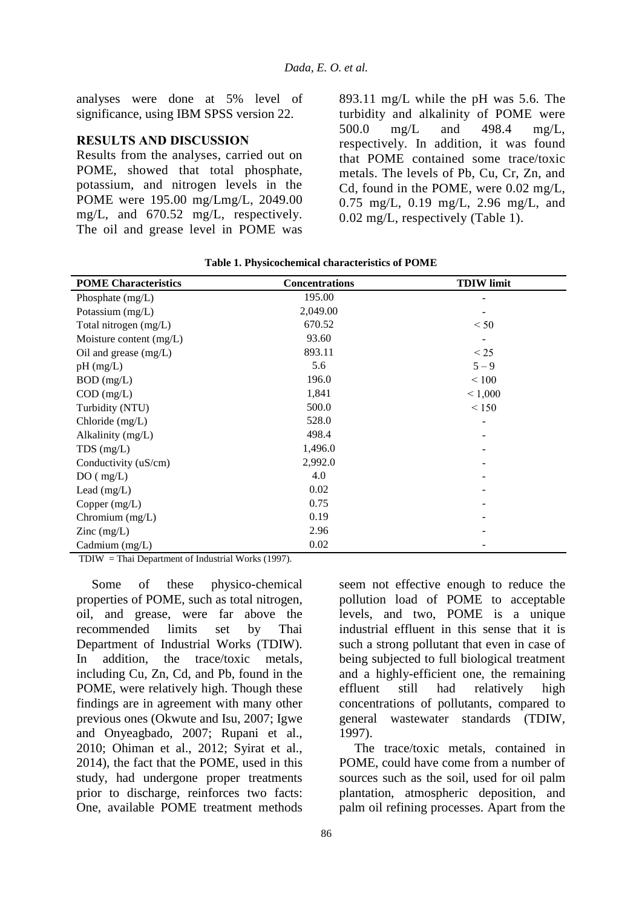analyses were done at 5% level of significance, using IBM SPSS version 22.

## RESULTS AND DISCUSSION

Results from the analyses, carried out on POME, showed that total phosphate, potassium, and nitrogen levels in the POME were 195.00 mg/Lmg/L, 2049.00 mg/L, and 670.52 mg/L, respectively. The oil and grease level in POME was 893.11 mg/L while the pH was 5.6. The turbidity and alkalinity of POME were 500.0 mg/L and 498.4 mg/L, respectively. In addition, it was found that POME contained some trace/toxic metals. The levels of Pb, Cu, Cr, Zn, and Cd, found in the POME, were 0.02 mg/L, 0.75 mg/L, 0.19 mg/L, 2.96 mg/L, and 0.02 mg/L, respectively (Table 1).

**Table 1. Physicochemical characteristics of POME**

| POME Characteristics | Concentrations | TDIW limit |
|---|---|---|
| Phosphate (mg/L) | 195.00 | - |
| Potassium (mg/L) | 2,049.00 | - |
| Total nitrogen (mg/L) | 670.52 | < 50 |
| Moisture content (mg/L) | 93.60 | - |
| Oil and grease (mg/L) | 893.11 | < 25 |
| pH (mg/L) | 5.6 | 5 – 9 |
| BOD (mg/L) | 196.0 | < 100 |
| COD (mg/L) | 1,841 | < 1,000 |
| Turbidity (NTU) | 500.0 | < 150 |
| Chloride (mg/L) | 528.0 | - |
| Alkalinity (mg/L) | 498.4 | - |
| TDS (mg/L) | 1,496.0 | - |
| Conductivity (uS/cm) | 2,992.0 | - |
| DO ( mg/L) | 4.0 | - |
| Lead (mg/L) | 0.02 | - |
| Copper (mg/L) | 0.75 | - |
| Chromium (mg/L) | 0.19 | - |
| Zinc (mg/L) | 2.96 | - |
| Cadmium (mg/L) | 0.02 | - |

TDIW = Thai Department of Industrial Works (1997).

Some of these physico-chemical properties of POME, such as total nitrogen, oil, and grease, were far above the recommended limits set by Thai Department of Industrial Works (TDIW). In addition, the trace/toxic metals, including Cu, Zn, Cd, and Pb, found in the POME, were relatively high. Though these findings are in agreement with many other previous ones (Okwute and Isu, 2007; Igwe and Onyeagbado, 2007; Rupani et al., 2010; Ohiman et al., 2012; Syirat et al., 2014), the fact that the POME, used in this study, had undergone proper treatments prior to discharge, reinforces two facts: One, available POME treatment methods seem not effective enough to reduce the pollution load of POME to acceptable levels, and two, POME is a unique industrial effluent in this sense that it is such a strong pollutant that even in case of being subjected to full biological treatment and a highly-efficient one, the remaining effluent still had relatively high concentrations of pollutants, compared to general wastewater standards (TDIW, 1997).

The trace/toxic metals, contained in POME, could have come from a number of sources such as the soil, used for oil palm plantation, atmospheric deposition, and palm oil refining processes. Apart from the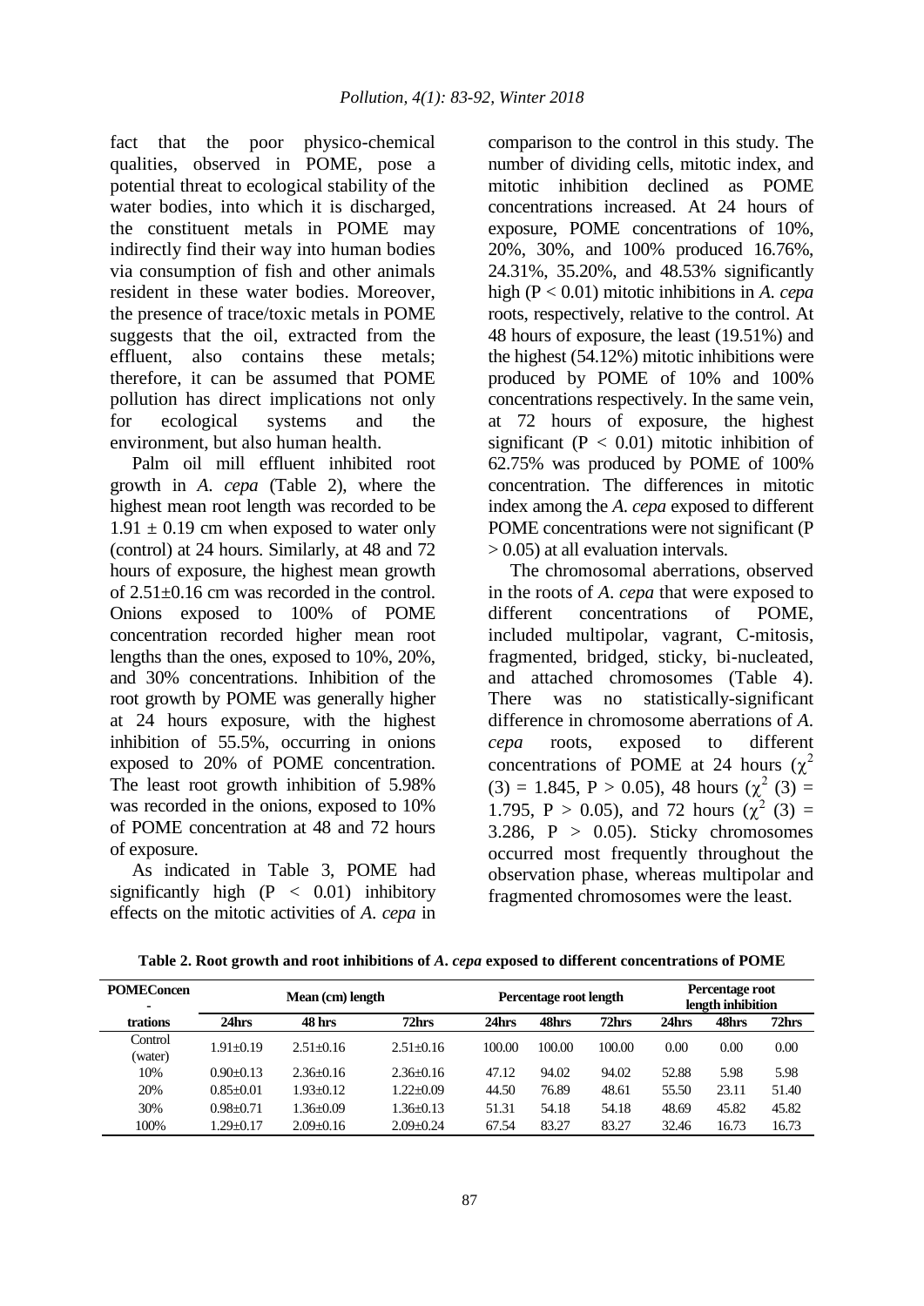fact that the poor physico-chemical qualities, observed in POME, pose a potential threat to ecological stability of the water bodies, into which it is discharged, the constituent metals in POME may indirectly find their way into human bodies via consumption of fish and other animals resident in these water bodies. Moreover, the presence of trace/toxic metals in POME suggests that the oil, extracted from the effluent, also contains these metals; therefore, it can be assumed that POME pollution has direct implications not only for ecological systems and the environment, but also human health.

Palm oil mill effluent inhibited root growth in *A. cepa* (Table 2), where the highest mean root length was recorded to be $1.91 \pm 0.19$ cm when exposed to water only (control) at 24 hours. Similarly, at 48 and 72 hours of exposure, the highest mean growth of 2.51±0.16 cm was recorded in the control. Onions exposed to 100% of POME concentration recorded higher mean root lengths than the ones, exposed to 10%, 20%, and 30% concentrations. Inhibition of the root growth by POME was generally higher at 24 hours exposure, with the highest inhibition of 55.5%, occurring in onions exposed to 20% of POME concentration. The least root growth inhibition of 5.98% was recorded in the onions, exposed to 10% of POME concentration at 48 and 72 hours of exposure.

As indicated in Table 3, POME had significantly high ($P < 0.01$) inhibitory effects on the mitotic activities of *A. cepa* in comparison to the control in this study. The number of dividing cells, mitotic index, and mitotic inhibition declined as POME concentrations increased. At 24 hours of exposure, POME concentrations of 10%, 20%, 30%, and 100% produced 16.76%, 24.31%, 35.20%, and 48.53% significantly high ($P < 0.01$) mitotic inhibitions in *A. cepa* roots, respectively, relative to the control. At 48 hours of exposure, the least (19.51%) and the highest (54.12%) mitotic inhibitions were produced by POME of 10% and 100% concentrations respectively. In the same vein, at 72 hours of exposure, the highest significant ($P < 0.01$) mitotic inhibition of 62.75% was produced by POME of 100% concentration. The differences in mitotic index among the *A. cepa* exposed to different POME concentrations were not significant ($P > 0.05$) at all evaluation intervals.

The chromosomal aberrations, observed in the roots of *A. cepa* that were exposed to different concentrations of POME, included multipolar, vagrant, C-mitosis, fragmented, bridged, sticky, bi-nucleated, and attached chromosomes (Table 4). There was no statistically-significant difference in chromosome aberrations of *A. cepa* roots, exposed to different concentrations of POME at 24 hours ($\chi^2$ (3) = 1.845, $P > 0.05$), 48 hours ($\chi^2$ (3) = 1.795, $P > 0.05$), and 72 hours ($\chi^2$ (3) = 3.286, $P > 0.05$). Sticky chromosomes occurred most frequently throughout the observation phase, whereas multipolar and fragmented chromosomes were the least.

**Table 2. Root growth and root inhibitions of *A. cepa* exposed to different concentrations of POME**

| POMEConcen-trations | Mean (cm) length | | | Percentage root length | | | Percentage root length inhibition | | |
|---|---|---|---|---|---|---|---|---|---|
| | 24hrs | 48 hrs | 72hrs | 24hrs | 48hrs | 72hrs | 24hrs | 48hrs | 72hrs |
| Control (water) | 1.91±0.19 | 2.51±0.16 | 2.51±0.16 | 100.00 | 100.00 | 100.00 | 0.00 | 0.00 | 0.00 |
| 10% | 0.90±0.13 | 2.36±0.16 | 2.36±0.16 | 47.12 | 94.02 | 94.02 | 52.88 | 5.98 | 5.98 |
| 20% | 0.85±0.01 | 1.93±0.12 | 1.22±0.09 | 44.50 | 76.89 | 48.61 | 55.50 | 23.11 | 51.40 |
| 30% | 0.98±0.71 | 1.36±0.09 | 1.36±0.13 | 51.31 | 54.18 | 54.18 | 48.69 | 45.82 | 45.82 |
| 100% | 1.29±0.17 | 2.09±0.16 | 2.09±0.24 | 67.54 | 83.27 | 83.27 | 32.46 | 16.73 | 16.73 |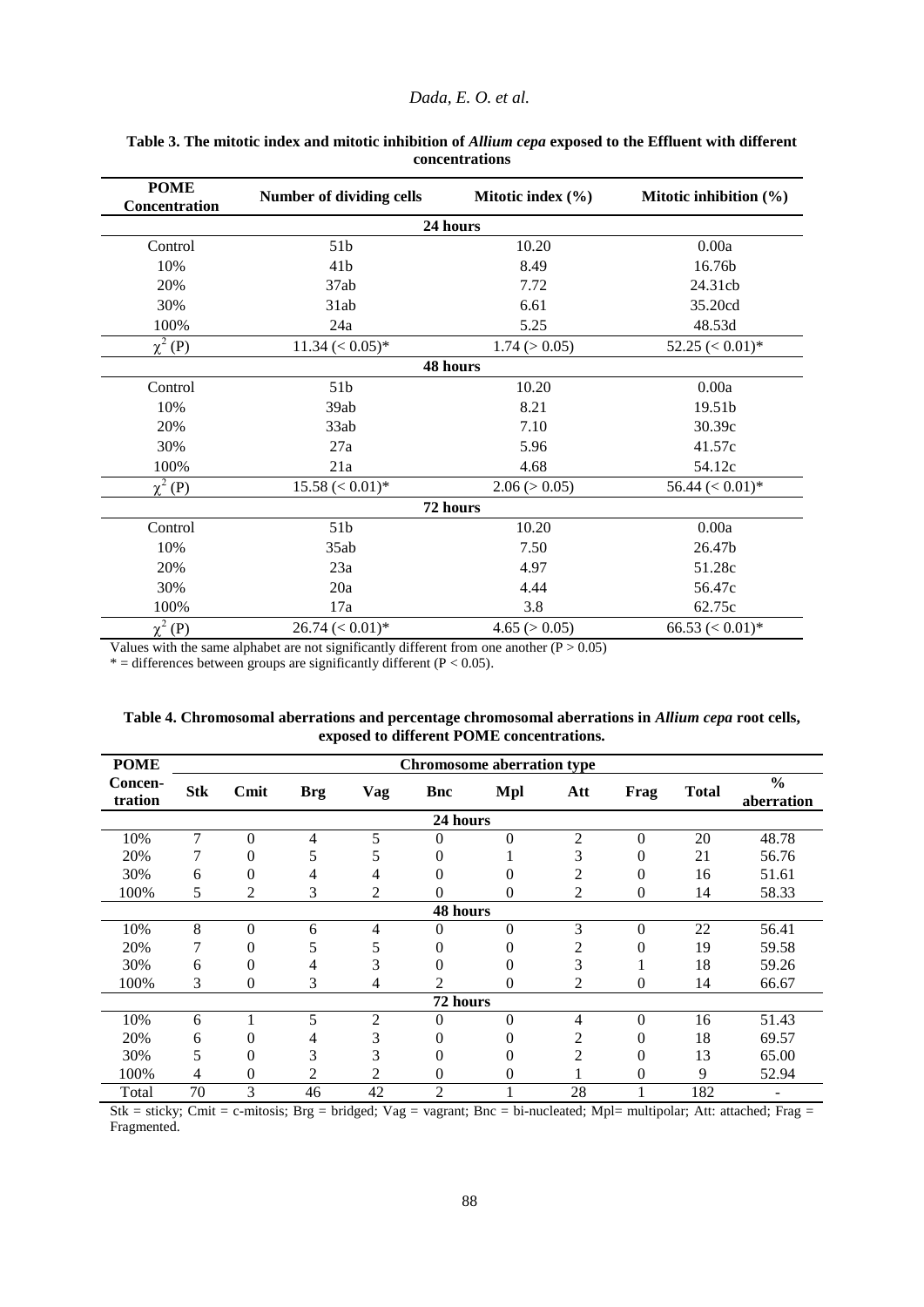**Table 3. The mitotic index and mitotic inhibition of *Allium cepa* exposed to the Effluent with different concentrations**

| POME Concentration | Number of dividing cells | Mitotic index (%) | Mitotic inhibition (%) |
|---|---|---|---|
| **24 hours** | | | |
| Control | 51b | 10.20 | 0.00a |
| 10% | 41b | 8.49 | 16.76b |
| 20% | 37ab | 7.72 | 24.31cb |
| 30% | 31ab | 6.61 | 35.20cd |
| 100% | 24a | 5.25 | 48.53d |
| $\chi^2$ (P) | 11.34 (< 0.05)* | 1.74 (> 0.05) | 52.25 (< 0.01)* |
| **48 hours** | | | |
| Control | 51b | 10.20 | 0.00a |
| 10% | 39ab | 8.21 | 19.51b |
| 20% | 33ab | 7.10 | 30.39c |
| 30% | 27a | 5.96 | 41.57c |
| 100% | 21a | 4.68 | 54.12c |
| $\chi^2$ (P) | 15.58 (< 0.01)* | 2.06 (> 0.05) | 56.44 (< 0.01)* |
| **72 hours** | | | |
| Control | 51b | 10.20 | 0.00a |
| 10% | 35ab | 7.50 | 26.47b |
| 20% | 23a | 4.97 | 51.28c |
| 30% | 20a | 4.44 | 56.47c |
| 100% | 17a | 3.8 | 62.75c |
| $\chi^2$ (P) | 26.74 (< 0.01)* | 4.65 (> 0.05) | 66.53 (< 0.01)* |

Values with the same alphabet are not significantly different from one another ($P > 0.05$)
* = differences between groups are significantly different ($P < 0.05$).

**Table 4. Chromosomal aberrations and percentage chromosomal aberrations in *Allium cepa* root cells, exposed to different POME concentrations.**

| POME Concen-tration | Chromosome aberration type | | | | | | | | | |
|---|---|---|---|---|---|---|---|---|---|---|
| | Stk | Cmit | Brg | Vag | Bnc | Mpl | Att | Frag | Total | % aberration |
| **24 hours** | | | | | | | | | | |
| 10% | 7 | 0 | 4 | 5 | 0 | 0 | 2 | 0 | 20 | 48.78 |
| 20% | 7 | 0 | 5 | 5 | 0 | 1 | 3 | 0 | 21 | 56.76 |
| 30% | 6 | 0 | 4 | 4 | 0 | 0 | 2 | 0 | 16 | 51.61 |
| 100% | 5 | 2 | 3 | 2 | 0 | 0 | 2 | 0 | 14 | 58.33 |
| **48 hours** | | | | | | | | | | |
| 10% | 8 | 0 | 6 | 4 | 0 | 0 | 3 | 0 | 22 | 56.41 |
| 20% | 7 | 0 | 5 | 5 | 0 | 0 | 2 | 0 | 19 | 59.58 |
| 30% | 6 | 0 | 4 | 3 | 0 | 0 | 3 | 1 | 18 | 59.26 |
| 100% | 3 | 0 | 3 | 4 | 2 | 0 | 2 | 0 | 14 | 66.67 |
| **72 hours** | | | | | | | | | | |
| 10% | 6 | 1 | 5 | 2 | 0 | 0 | 4 | 0 | 16 | 51.43 |
| 20% | 6 | 0 | 4 | 3 | 0 | 0 | 2 | 0 | 18 | 69.57 |
| 30% | 5 | 0 | 3 | 3 | 0 | 0 | 2 | 0 | 13 | 65.00 |
| 100% | 4 | 0 | 2 | 2 | 0 | 0 | 1 | 0 | 9 | 52.94 |
| Total | 70 | 3 | 46 | 42 | 2 | 1 | 28 | 1 | 182 | - |

Stk = sticky; Cmit = c-mitosis; Brg = bridged; Vag = vagrant; Bnc = bi-nucleated; Mpl= multipolar; Att: attached; Frag = Fragmented.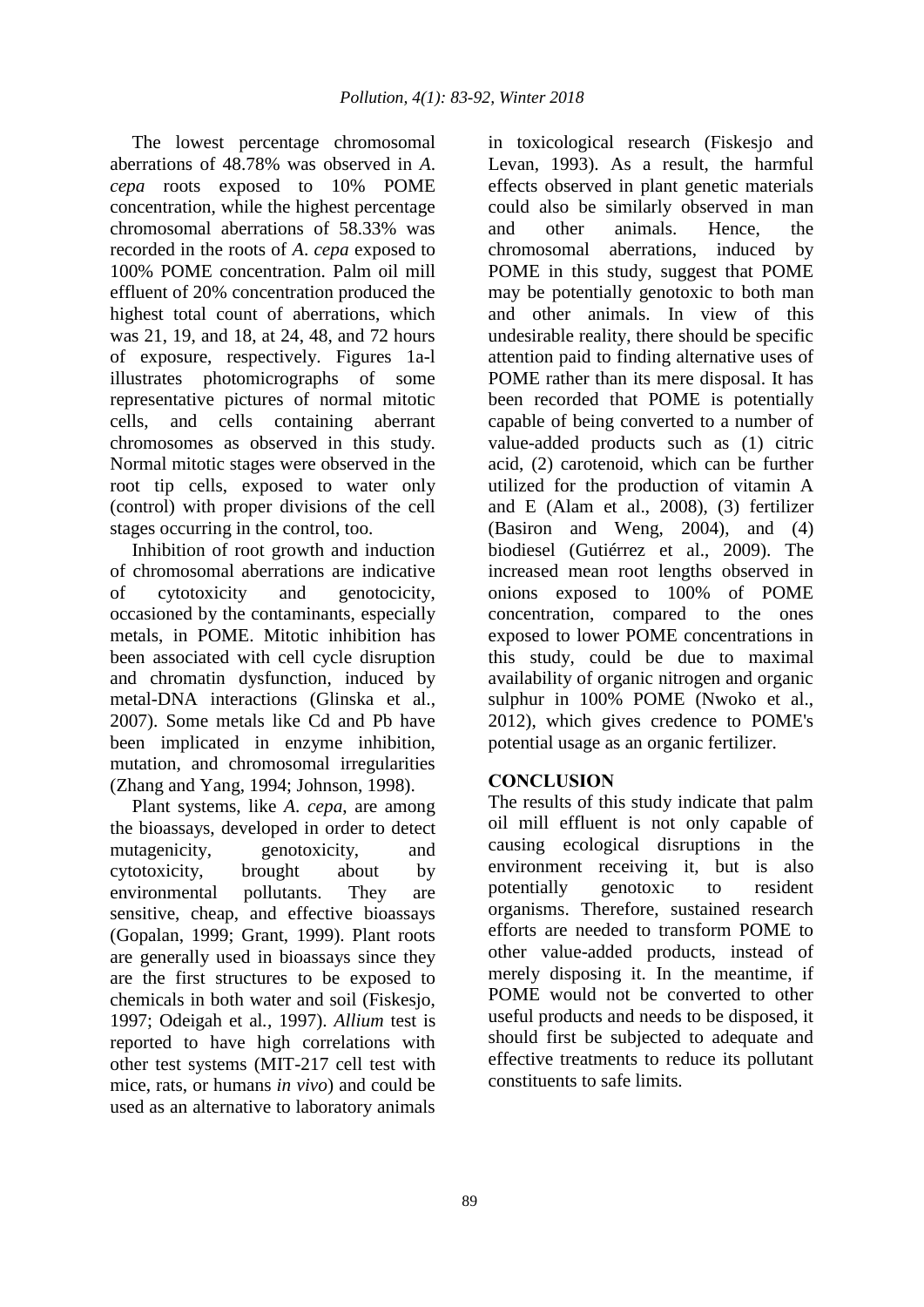The lowest percentage chromosomal aberrations of 48.78% was observed in *A. cepa* roots exposed to 10% POME concentration, while the highest percentage chromosomal aberrations of 58.33% was recorded in the roots of *A. cepa* exposed to 100% POME concentration. Palm oil mill effluent of 20% concentration produced the highest total count of aberrations, which was 21, 19, and 18, at 24, 48, and 72 hours of exposure, respectively. Figures 1a-l illustrates photomicrographs of some representative pictures of normal mitotic cells, and cells containing aberrant chromosomes as observed in this study. Normal mitotic stages were observed in the root tip cells, exposed to water only (control) with proper divisions of the cell stages occurring in the control, too.

Inhibition of root growth and induction of chromosomal aberrations are indicative of cytotoxicity and genotocicity, occasioned by the contaminants, especially metals, in POME. Mitotic inhibition has been associated with cell cycle disruption and chromatin dysfunction, induced by metal-DNA interactions (Glinska et al., 2007). Some metals like Cd and Pb have been implicated in enzyme inhibition, mutation, and chromosomal irregularities (Zhang and Yang, 1994; Johnson, 1998).

Plant systems, like *A. cepa*, are among the bioassays, developed in order to detect mutagenicity, genotoxicity, and cytotoxicity, brought about by environmental pollutants. They are sensitive, cheap, and effective bioassays (Gopalan, 1999; Grant, 1999). Plant roots are generally used in bioassays since they are the first structures to be exposed to chemicals in both water and soil (Fiskesjo, 1997; Odeigah et al., 1997). *Allium* test is reported to have high correlations with other test systems (MIT-217 cell test with mice, rats, or humans *in vivo*) and could be used as an alternative to laboratory animals in toxicological research (Fiskesjo and Levan, 1993). As a result, the harmful effects observed in plant genetic materials could also be similarly observed in man and other animals. Hence, the chromosomal aberrations, induced by POME in this study, suggest that POME may be potentially genotoxic to both man and other animals. In view of this undesirable reality, there should be specific attention paid to finding alternative uses of POME rather than its mere disposal. It has been recorded that POME is potentially capable of being converted to a number of value-added products such as (1) citric acid, (2) carotenoid, which can be further utilized for the production of vitamin A and E (Alam et al., 2008), (3) fertilizer (Basiron and Weng, 2004), and (4) biodiesel (Gutiérrez et al., 2009). The increased mean root lengths observed in onions exposed to 100% of POME concentration, compared to the ones exposed to lower POME concentrations in this study, could be due to maximal availability of organic nitrogen and organic sulphur in 100% POME (Nwoko et al., 2012), which gives credence to POME's potential usage as an organic fertilizer.

## CONCLUSION

The results of this study indicate that palm oil mill effluent is not only capable of causing ecological disruptions in the environment receiving it, but is also potentially genotoxic to resident organisms. Therefore, sustained research efforts are needed to transform POME to other value-added products, instead of merely disposing it. In the meantime, if POME would not be converted to other useful products and needs to be disposed, it should first be subjected to adequate and effective treatments to reduce its pollutant constituents to safe limits.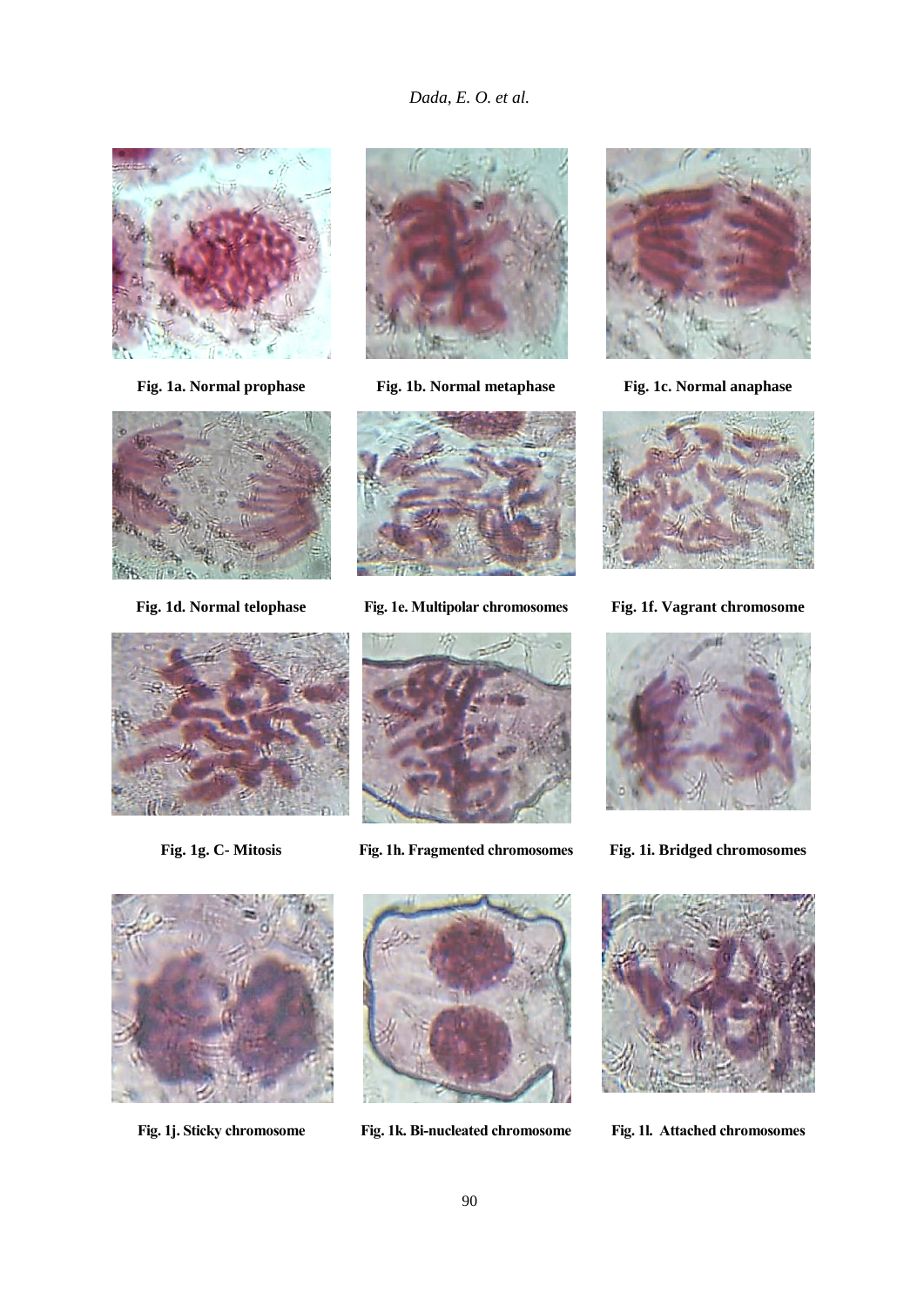Fig. 1a. Normal prophase

Fig. 1b. Normal metaphase

Fig. 1c. Normal anaphase

Fig. 1d. Normal telophase

Fig. 1e. Multipolar chromosomes

Fig. 1f. Vagrant chromosome

Fig. 1g. C- Mitosis

Fig. 1h. Fragmented chromosomes

Fig. 1i. Bridged chromosomes

Fig. 1j. Sticky chromosome

Fig. 1k. Bi-nucleated chromosome

Fig. 1l. Attached chromosomes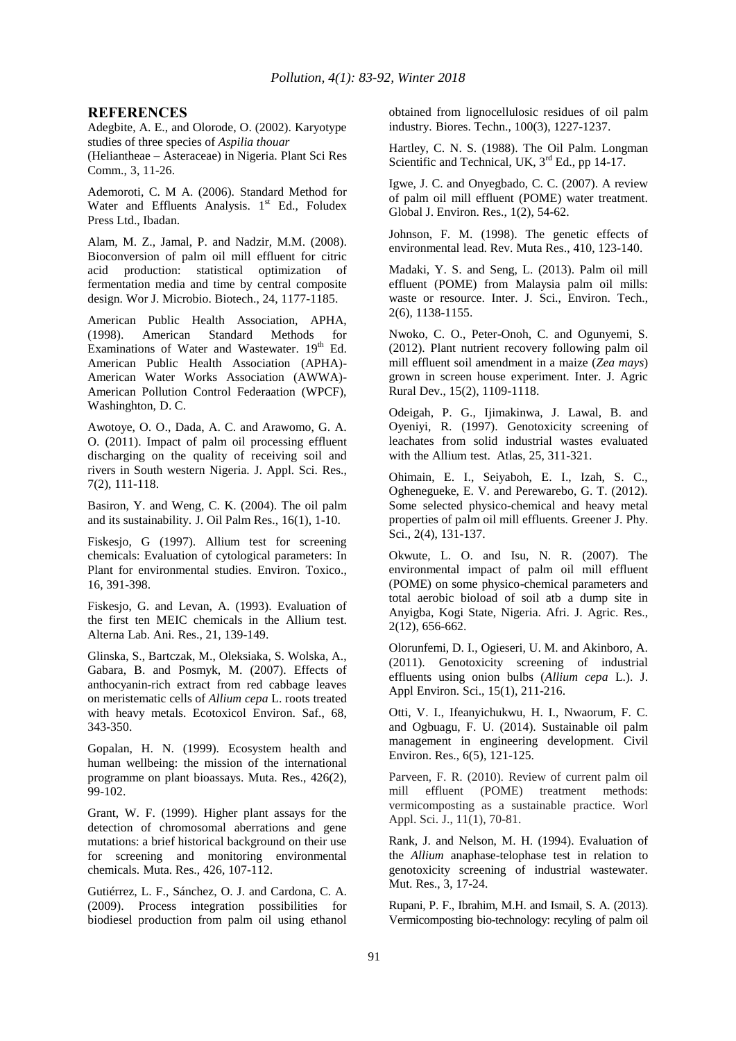## REFERENCES

Adegbite, A. E., and Olorode, O. (2002). Karyotype studies of three species of *Aspilia thouar* (Heliantheae – Asteraceae) in Nigeria. Plant Sci Res Comm., 3, 11-26.

Ademoroti, C. M A. (2006). Standard Method for Water and Effluents Analysis. 1st Ed., Foludex Press Ltd., Ibadan.

Alam, M. Z., Jamal, P. and Nadzir, M.M. (2008). Bioconversion of palm oil mill effluent for citric acid production: statistical optimization of fermentation media and time by central composite design. Wor J. Microbio. Biotech., 24, 1177-1185.

American Public Health Association, APHA, (1998). American Standard Methods for Examinations of Water and Wastewater. 19th Ed. American Public Health Association (APHA)-American Water Works Association (AWWA)-American Pollution Control Federaation (WPCF), Washinghton, D. C.

Awotoye, O. O., Dada, A. C. and Arawomo, G. A. O. (2011). Impact of palm oil processing effluent discharging on the quality of receiving soil and rivers in South western Nigeria. J. Appl. Sci. Res., 7(2), 111-118.

Basiron, Y. and Weng, C. K. (2004). The oil palm and its sustainability. J. Oil Palm Res., 16(1), 1-10.

Fiskesjo, G (1997). Allium test for screening chemicals: Evaluation of cytological parameters: In Plant for environmental studies. Environ. Toxico., 16, 391-398.

Fiskesjo, G. and Levan, A. (1993). Evaluation of the first ten MEIC chemicals in the Allium test. Alterna Lab. Ani. Res., 21, 139-149.

Glinska, S., Bartczak, M., Oleksiaka, S. Wolska, A., Gabara, B. and Posmyk, M. (2007). Effects of anthocyanin-rich extract from red cabbage leaves on meristematic cells of *Allium cepa* L. roots treated with heavy metals. Ecotoxicol Environ. Saf., 68, 343-350.

Gopalan, H. N. (1999). Ecosystem health and human wellbeing: the mission of the international programme on plant bioassays. Muta. Res., 426(2), 99-102.

Grant, W. F. (1999). Higher plant assays for the detection of chromosomal aberrations and gene mutations: a brief historical background on their use for screening and monitoring environmental chemicals. Muta. Res., 426, 107-112.

Gutiérrez, L. F., Sánchez, O. J. and Cardona, C. A. (2009). Process integration possibilities for biodiesel production from palm oil using ethanol obtained from lignocellulosic residues of oil palm industry. Biores. Techn., 100(3), 1227-1237.

Hartley, C. N. S. (1988). The Oil Palm. Longman Scientific and Technical, UK, 3rd Ed., pp 14-17.

Igwe, J. C. and Onyegbado, C. C. (2007). A review of palm oil mill effluent (POME) water treatment. Global J. Environ. Res., 1(2), 54-62.

Johnson, F. M. (1998). The genetic effects of environmental lead. Rev. Muta Res., 410, 123-140.

Madaki, Y. S. and Seng, L. (2013). Palm oil mill effluent (POME) from Malaysia palm oil mills: waste or resource. Inter. J. Sci., Environ. Tech., 2(6), 1138-1155.

Nwoko, C. O., Peter-Onoh, C. and Ogunyemi, S. (2012). Plant nutrient recovery following palm oil mill effluent soil amendment in a maize (*Zea mays*) grown in screen house experiment. Inter. J. Agric Rural Dev., 15(2), 1109-1118.

Odeigah, P. G., Ijimakinwa, J. Lawal, B. and Oyeniyi, R. (1997). Genotoxicity screening of leachates from solid industrial wastes evaluated with the Allium test. Atlas, 25, 311-321.

Ohimain, E. I., Seiyaboh, E. I., Izah, S. C., Oghenegueke, E. V. and Perewarebo, G. T. (2012). Some selected physico-chemical and heavy metal properties of palm oil mill effluents. Greener J. Phy. Sci., 2(4), 131-137.

Okwute, L. O. and Isu, N. R. (2007). The environmental impact of palm oil mill effluent (POME) on some physico-chemical parameters and total aerobic bioload of soil atb a dump site in Anyigba, Kogi State, Nigeria. Afri. J. Agric. Res., 2(12), 656-662.

Olorunfemi, D. I., Ogieseri, U. M. and Akinboro, A. (2011). Genotoxicity screening of industrial effluents using onion bulbs (*Allium cepa* L.). J. Appl Environ. Sci., 15(1), 211-216.

Otti, V. I., Ifeanyichukwu, H. I., Nwaorum, F. C. and Ogbuagu, F. U. (2014). Sustainable oil palm management in engineering development. Civil Environ. Res., 6(5), 121-125.

Parveen, F. R. (2010). Review of current palm oil mill effluent (POME) treatment methods: vermicomposting as a sustainable practice. Worl Appl. Sci. J., 11(1), 70-81.

Rank, J. and Nelson, M. H. (1994). Evaluation of the *Allium* anaphase-telophase test in relation to genotoxicity screening of industrial wastewater. Mut. Res., 3, 17-24.

Rupani, P. F., Ibrahim, M.H. and Ismail, S. A. (2013). Vermicomposting bio-technology: recyling of palm oil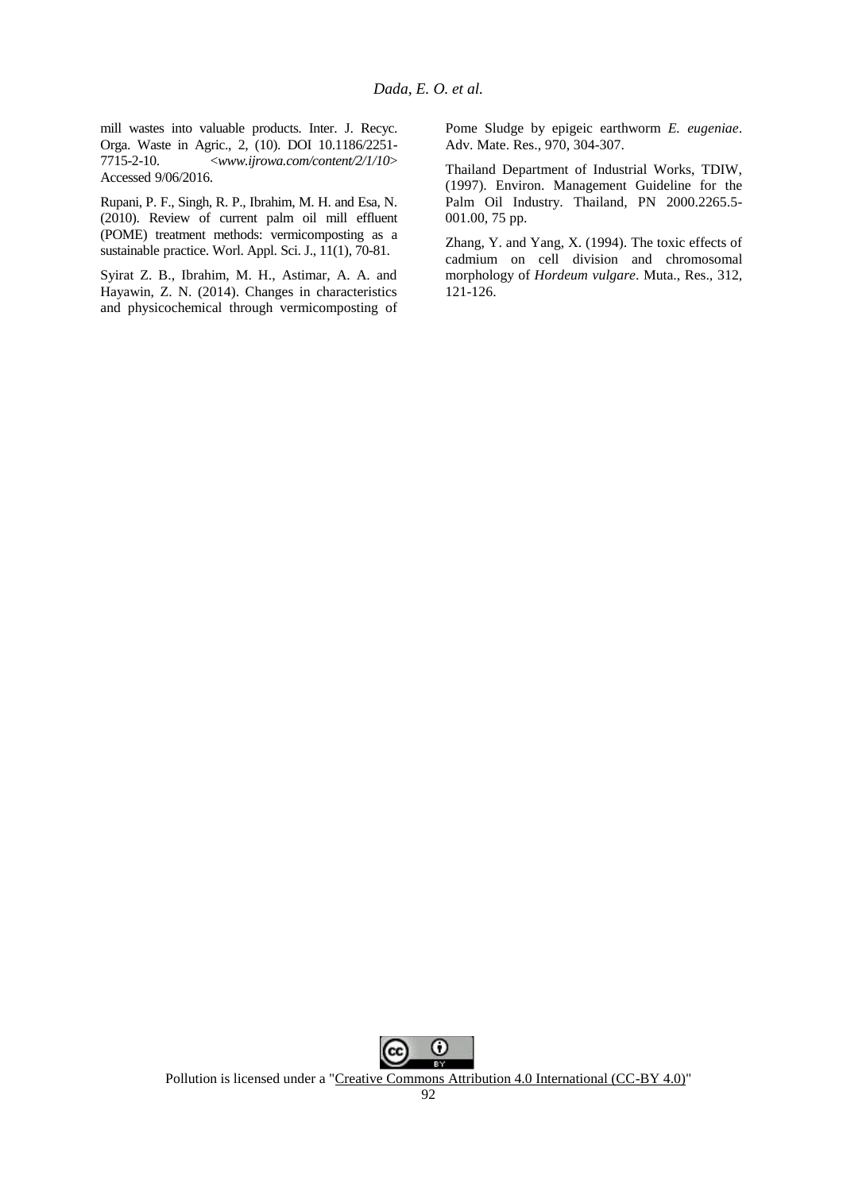mill wastes into valuable products. Inter. J. Recyc. Orga. Waste in Agric., 2, (10). DOI 10.1186/2251-7715-2-10. <*www.ijrowa.com/content/2/1/10*> Accessed 9/06/2016.

Rupani, P. F., Singh, R. P., Ibrahim, M. H. and Esa, N. (2010). Review of current palm oil mill effluent (POME) treatment methods: vermicomposting as a sustainable practice. Worl. Appl. Sci. J., 11(1), 70-81.

Syirat Z. B., Ibrahim, M. H., Astimar, A. A. and Hayawin, Z. N. (2014). Changes in characteristics and physicochemical through vermicomposting of Pome Sludge by epigeic earthworm *E. eugeniae*. Adv. Mate. Res., 970, 304-307.

Thailand Department of Industrial Works, TDIW, (1997). Environ. Management Guideline for the Palm Oil Industry. Thailand, PN 2000.2265.5-001.00, 75 pp.

Zhang, Y. and Yang, X. (1994). The toxic effects of cadmium on cell division and chromosomal morphology of *Hordeum vulgare*. Muta., Res., 312, 121-126.

Pollution is licensed under a "Creative Commons Attribution 4.0 International (CC-BY 4.0)"